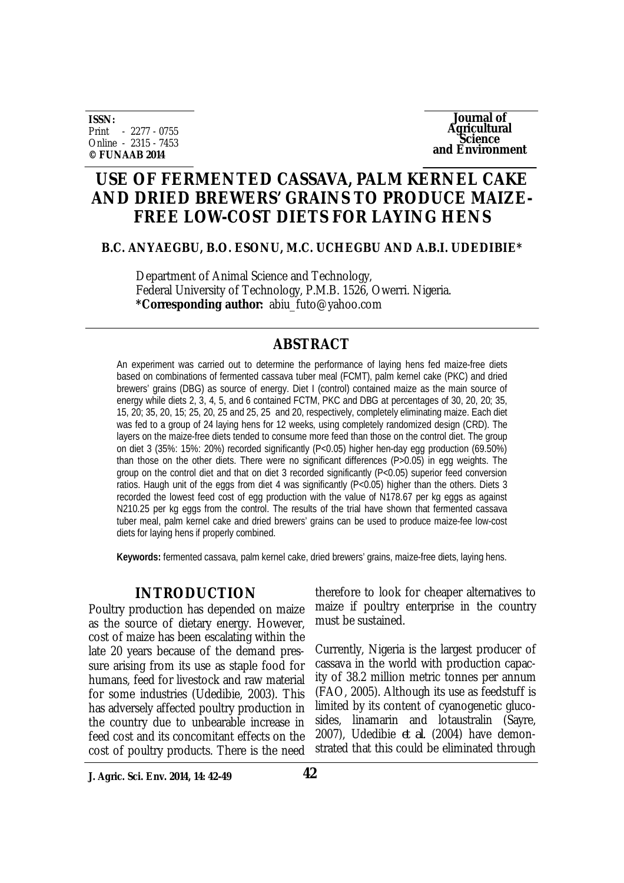**ISSN:**
Print - 2277 - 0755
Online - 2315 - 7453
**© FUNAAB 2014**

**Journal of Agricultural Science and Environment**

# USE OF FERMENTED CASSAVA, PALM KERNEL CAKE AND DRIED BREWERS' GRAINS TO PRODUCE MAIZE-FREE LOW-COST DIETS FOR LAYING HENS

**B.C. ANYAEGBU, B.O. ESONU, M.C. UCHEGBU AND A.B.I. UDEDIBIE***

Department of Animal Science and Technology,
Federal University of Technology, P.M.B. 1526, Owerri. Nigeria.
**\*Corresponding author:** abiu_futo@yahoo.com

## ABSTRACT

An experiment was carried out to determine the performance of laying hens fed maize-free diets based on combinations of fermented cassava tuber meal (FCMT), palm kernel cake (PKC) and dried brewers' grains (DBG) as source of energy. Diet I (control) contained maize as the main source of energy while diets 2, 3, 4, 5, and 6 contained FCTM, PKC and DBG at percentages of 30, 20, 20; 35, 15, 20; 35, 20, 15; 25, 20, 25 and 25, 25 and 20, respectively, completely eliminating maize. Each diet was fed to a group of 24 laying hens for 12 weeks, using completely randomized design (CRD). The layers on the maize-free diets tended to consume more feed than those on the control diet. The group on diet 3 (35%: 15%: 20%) recorded significantly (P<0.05) higher hen-day egg production (69.50%) than those on the other diets. There were no significant differences (P>0.05) in egg weights. The group on the control diet and that on diet 3 recorded significantly (P<0.05) superior feed conversion ratios. Haugh unit of the eggs from diet 4 was significantly (P<0.05) higher than the others. Diets 3 recorded the lowest feed cost of egg production with the value of N178.67 per kg eggs as against N210.25 per kg eggs from the control. The results of the trial have shown that fermented cassava tuber meal, palm kernel cake and dried brewers' grains can be used to produce maize-fee low-cost diets for laying hens if properly combined.

**Keywords:** fermented cassava, palm kernel cake, dried brewers' grains, maize-free diets, laying hens.

## INTRODUCTION

Poultry production has depended on maize as the source of dietary energy. However, cost of maize has been escalating within the late 20 years because of the demand pressure arising from its use as staple food for humans, feed for livestock and raw material for some industries (Udedibie, 2003). This has adversely affected poultry production in the country due to unbearable increase in feed cost and its concomitant effects on the cost of poultry products. There is the need therefore to look for cheaper alternatives to maize if poultry enterprise in the country must be sustained.

Currently, Nigeria is the largest producer of cassava in the world with production capacity of 38.2 million metric tonnes per annum (FAO, 2005). Although its use as feedstuff is limited by its content of cyanogenetic glucosides, linamarin and lotaustralin (Sayre, 2007), Udedibie *et al.* (2004) have demonstrated that this could be eliminated through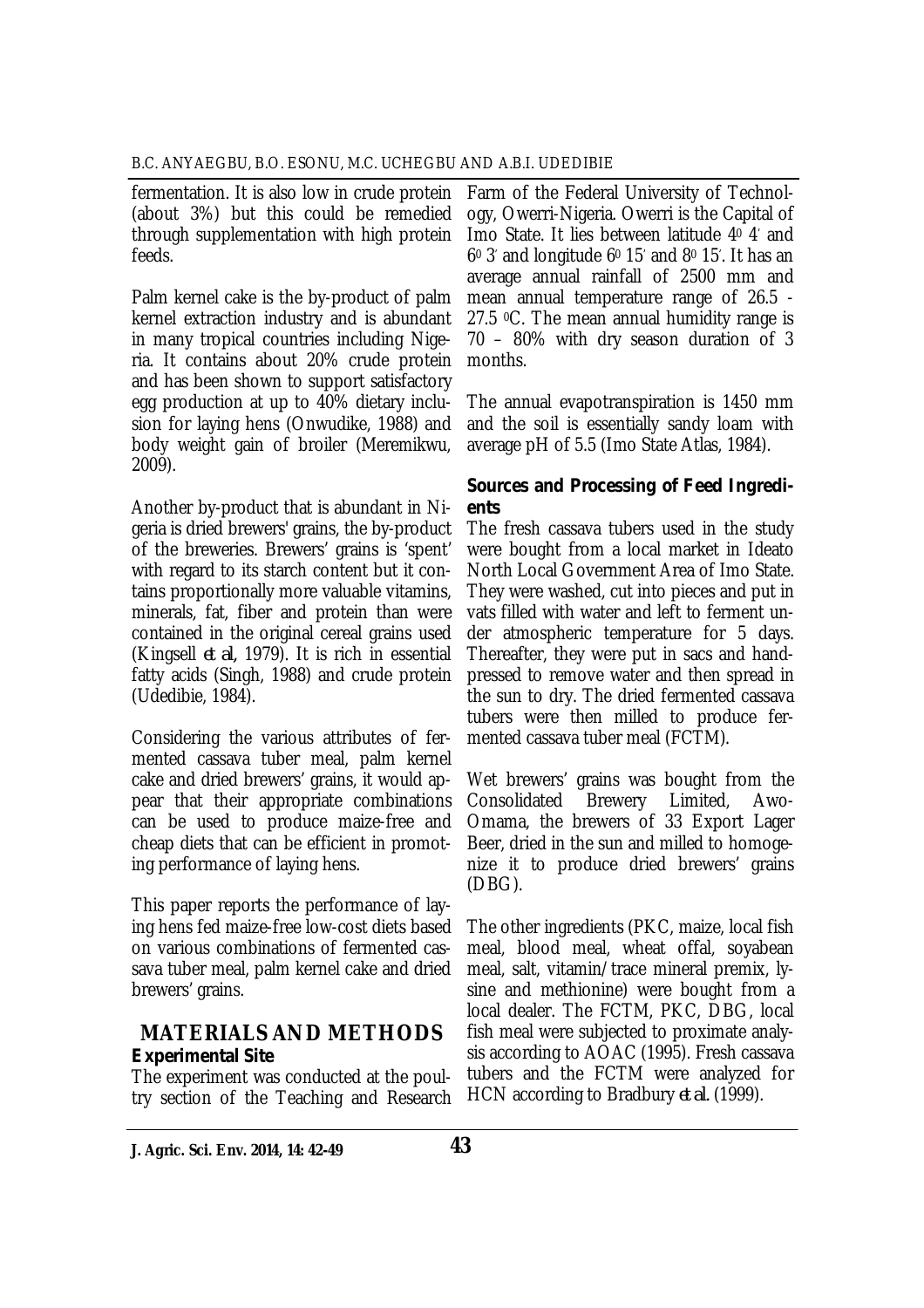fermentation. It is also low in crude protein (about 3%) but this could be remedied through supplementation with high protein feeds.

Palm kernel cake is the by-product of palm kernel extraction industry and is abundant in many tropical countries including Nigeria. It contains about 20% crude protein and has been shown to support satisfactory egg production at up to 40% dietary inclusion for laying hens (Onwudike, 1988) and body weight gain of broiler (Meremikwu, 2009).

Another by-product that is abundant in Nigeria is dried brewers' grains, the by-product of the breweries. Brewers' grains is 'spent' with regard to its starch content but it contains proportionally more valuable vitamins, minerals, fat, fiber and protein than were contained in the original cereal grains used (Kingsell *et al*, 1979). It is rich in essential fatty acids (Singh, 1988) and crude protein (Udedibie, 1984).

Considering the various attributes of fermented cassava tuber meal, palm kernel cake and dried brewers' grains, it would appear that their appropriate combinations can be used to produce maize-free and cheap diets that can be efficient in promoting performance of laying hens.

This paper reports the performance of laying hens fed maize-free low-cost diets based on various combinations of fermented cassava tuber meal, palm kernel cake and dried brewers' grains.

## MATERIALS AND METHODS

### Experimental Site

The experiment was conducted at the poultry section of the Teaching and Research Farm of the Federal University of Technology, Owerri-Nigeria. Owerri is the Capital of Imo State. It lies between latitude $4^0$ 4′ and $6^0$ 3′ and longitude $6^0$ 15′ and $8^0$ 15′. It has an average annual rainfall of 2500 mm and mean annual temperature range of 26.5 - 27.5 $^0$C. The mean annual humidity range is 70 – 80% with dry season duration of 3 months.

The annual evapotranspiration is 1450 mm and the soil is essentially sandy loam with average pH of 5.5 (Imo State Atlas, 1984).

### Sources and Processing of Feed Ingredients

The fresh cassava tubers used in the study were bought from a local market in Ideato North Local Government Area of Imo State. They were washed, cut into pieces and put in vats filled with water and left to ferment under atmospheric temperature for 5 days. Thereafter, they were put in sacs and hand-pressed to remove water and then spread in the sun to dry. The dried fermented cassava tubers were then milled to produce fermented cassava tuber meal (FCTM).

Wet brewers' grains was bought from the Consolidated Brewery Limited, Awo-Omama, the brewers of 33 Export Lager Beer, dried in the sun and milled to homogenize it to produce dried brewers' grains (DBG).

The other ingredients (PKC, maize, local fish meal, blood meal, wheat offal, soyabean meal, salt, vitamin/trace mineral premix, lysine and methionine) were bought from a local dealer. The FCTM, PKC, DBG, local fish meal were subjected to proximate analysis according to AOAC (1995). Fresh cassava tubers and the FCTM were analyzed for HCN according to Bradbury *et al.* (1999).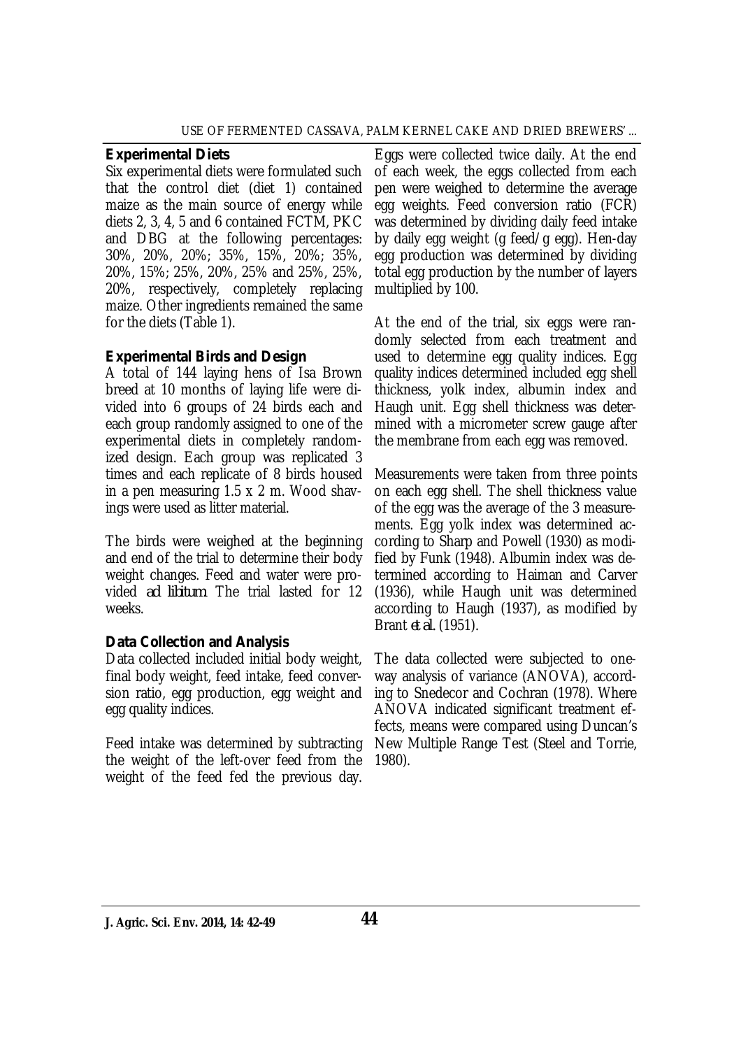### Experimental Diets

Six experimental diets were formulated such that the control diet (diet 1) contained maize as the main source of energy while diets 2, 3, 4, 5 and 6 contained FCTM, PKC and DBG at the following percentages: 30%, 20%, 20%; 35%, 15%, 20%; 35%, 20%, 15%; 25%, 20%, 25% and 25%, 25%, 20%, respectively, completely replacing maize. Other ingredients remained the same for the diets (Table 1).

### Experimental Birds and Design

A total of 144 laying hens of Isa Brown breed at 10 months of laying life were divided into 6 groups of 24 birds each and each group randomly assigned to one of the experimental diets in completely randomized design. Each group was replicated 3 times and each replicate of 8 birds housed in a pen measuring 1.5 x 2 m. Wood shavings were used as litter material.

The birds were weighed at the beginning and end of the trial to determine their body weight changes. Feed and water were provided *ad libitum*. The trial lasted for 12 weeks.

### Data Collection and Analysis

Data collected included initial body weight, final body weight, feed intake, feed conversion ratio, egg production, egg weight and egg quality indices.

Feed intake was determined by subtracting the weight of the left-over feed from the weight of the feed fed the previous day. Eggs were collected twice daily. At the end of each week, the eggs collected from each pen were weighed to determine the average egg weights. Feed conversion ratio (FCR) was determined by dividing daily feed intake by daily egg weight (g feed/g egg). Hen-day egg production was determined by dividing total egg production by the number of layers multiplied by 100.

At the end of the trial, six eggs were randomly selected from each treatment and used to determine egg quality indices. Egg quality indices determined included egg shell thickness, yolk index, albumin index and Haugh unit. Egg shell thickness was determined with a micrometer screw gauge after the membrane from each egg was removed.

Measurements were taken from three points on each egg shell. The shell thickness value of the egg was the average of the 3 measurements. Egg yolk index was determined according to Sharp and Powell (1930) as modified by Funk (1948). Albumin index was determined according to Haiman and Carver (1936), while Haugh unit was determined according to Haugh (1937), as modified by Brant *et al.* (1951).

The data collected were subjected to one-way analysis of variance (ANOVA), according to Snedecor and Cochran (1978). Where ANOVA indicated significant treatment effects, means were compared using Duncan's New Multiple Range Test (Steel and Torrie, 1980).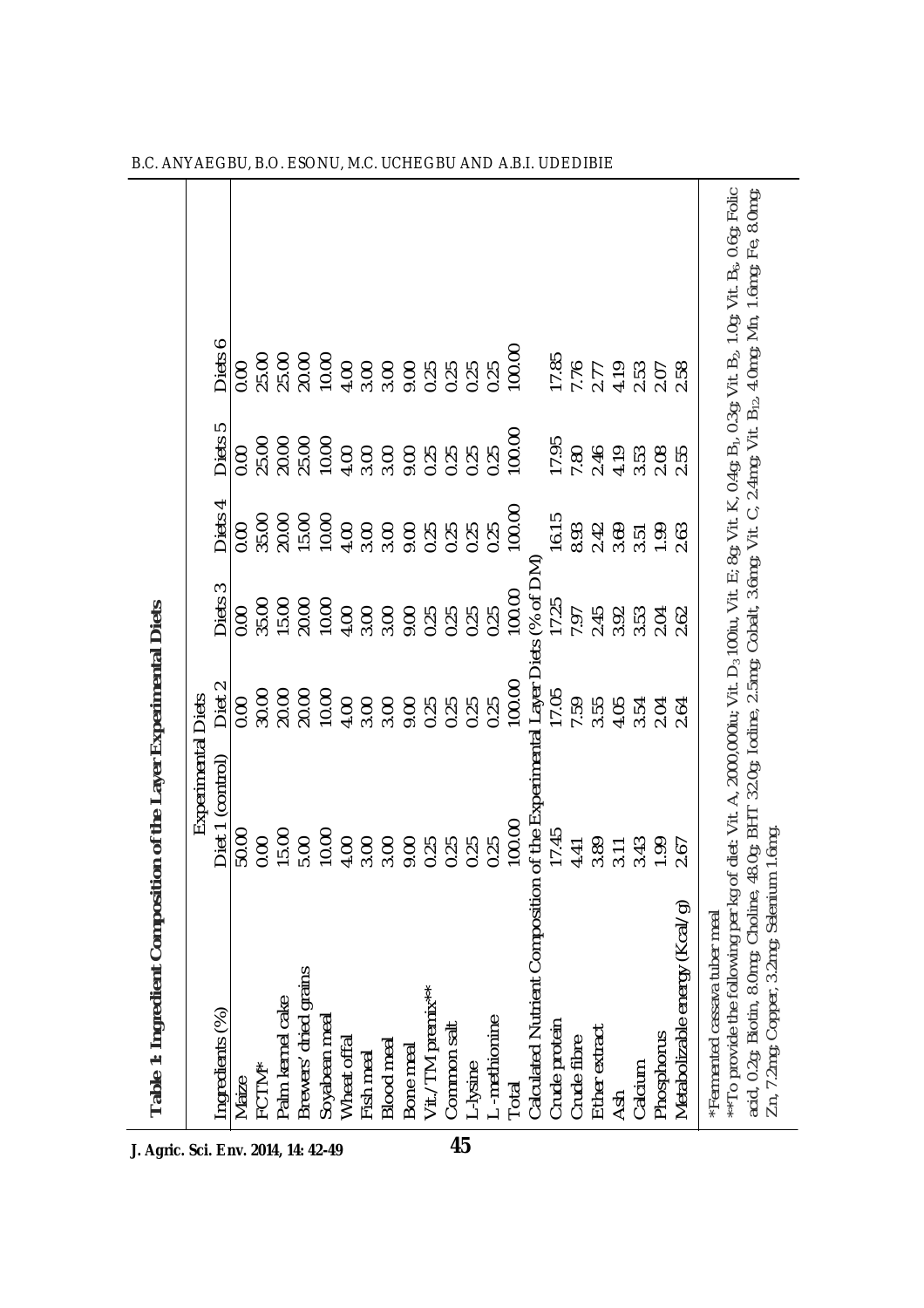**Table 1: Ingredient Composition of the Layer Experimental Diets**

| Ingredients (%) | Experimental Diets | | | | | |
|---|---|---|---|---|---|---|
| | Diet 1 (control) | Diet 2 | Diets 3 | Diets 4 | Diets 5 | Diets 6 |
| Maize | 50.00 | 0.00 | 0.00 | 0.00 | 0.00 | 0.00 |
| FCTM* | 0.00 | 30.00 | 35.00 | 35.00 | 25.00 | 25.00 |
| Palm kernel cake | 15.00 | 20.00 | 15.00 | 20.00 | 20.00 | 25.00 |
| Brewers' dried grains | 5.00 | 20.00 | 20.00 | 15.00 | 25.00 | 20.00 |
| Soyabean meal | 10.00 | 10.00 | 10.00 | 10.00 | 10.00 | 10.00 |
| Wheat offal | 4.00 | 4.00 | 4.00 | 4.00 | 4.00 | 4.00 |
| Fish meal | 3.00 | 3.00 | 3.00 | 3.00 | 3.00 | 3.00 |
| Blood meal | 3.00 | 3.00 | 3.00 | 3.00 | 3.00 | 3.00 |
| Bone meal | 9.00 | 9.00 | 9.00 | 9.00 | 9.00 | 9.00 |
| Vit./TM premix** | 0.25 | 0.25 | 0.25 | 0.25 | 0.25 | 0.25 |
| Common salt | 0.25 | 0.25 | 0.25 | 0.25 | 0.25 | 0.25 |
| L-lysine | 0.25 | 0.25 | 0.25 | 0.25 | 0.25 | 0.25 |
| L -methionine | 0.25 | 0.25 | 0.25 | 0.25 | 0.25 | 0.25 |
| Total | 100.00 | 100.00 | 100.00 | 100.00 | 100.00 | 100.00 |
| Calculated Nutrient Composition of the Experimental Layer Diets (% of DM) | | | | | | |
| Crude protein | 17.45 | 17.05 | 17.25 | 16.15 | 17.95 | 17.85 |
| Crude fibre | 4.41 | 7.59 | 7.97 | 8.93 | 7.80 | 7.76 |
| Ether extract | 3.89 | 3.55 | 2.45 | 2.42 | 2.46 | 2.77 |
| Ash | 3.11 | 4.05 | 3.92 | 3.69 | 4.19 | 4.19 |
| Calcium | 3.43 | 3.54 | 3.53 | 3.51 | 3.53 | 2.53 |
| Phosphorus | 1.99 | 2.04 | 2.04 | 1.99 | 2.08 | 2.07 |
| Metabolizable energy (Kcal/g) | 2.67 | 2.64 | 2.62 | 2.63 | 2.55 | 2.58 |

*Fermented cassava tuber meal

**To provide the following per kg of diet: Vit. A, 2000,000iu; Vit. $D_3$ 100iu, Vit. E; 8g; Vit. K, 0.4g; $B_1$, 0.3g; Vit. $B_2$, 1.0g; Vit. $B_6$, 0.6g; Folic acid, 0.2g; Biotin, 8.0mg; Choline, 48.0g; BHT 32.0g; Iodine, 2.5mg; Cobalt, 3.6mg; Vit. C, 2.4mg; Vit. $B_{12}$, 4.0mg; Mn, 1.6mg; Fe, 8.0mg; Zn, 7.2mg; Copper, 3.2mg; Selenium 1.6mg.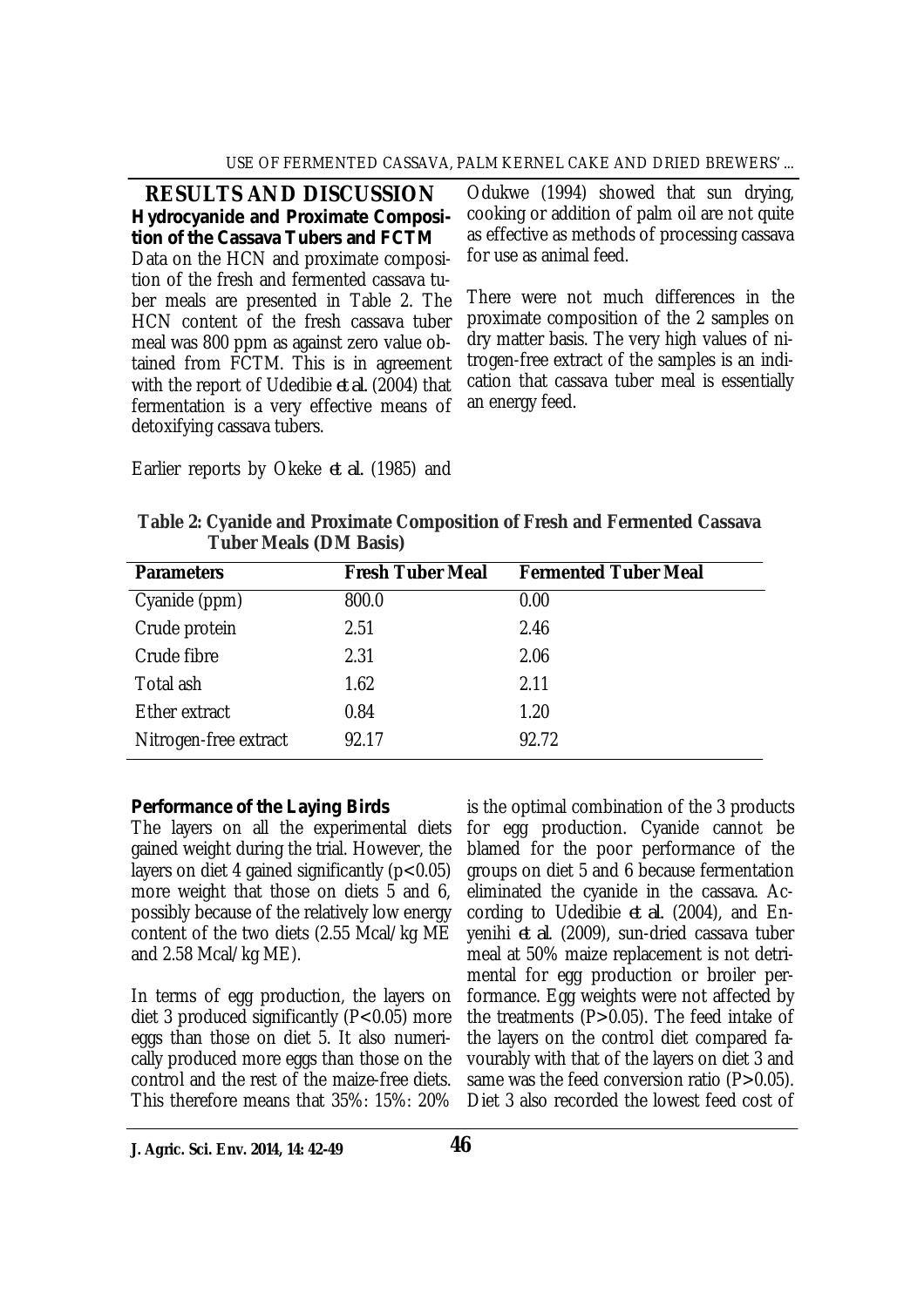## RESULTS AND DISCUSSION

### Hydrocyanide and Proximate Composition of the Cassava Tubers and FCTM

Data on the HCN and proximate composition of the fresh and fermented cassava tuber meals are presented in Table 2. The HCN content of the fresh cassava tuber meal was 800 ppm as against zero value obtained from FCTM. This is in agreement with the report of Udedibie *et al.* (2004) that fermentation is a very effective means of detoxifying cassava tubers.

Earlier reports by Okeke *et al.* (1985) and Odukwe (1994) showed that sun drying, cooking or addition of palm oil are not quite as effective as methods of processing cassava for use as animal feed.

There were not much differences in the proximate composition of the 2 samples on dry matter basis. The very high values of nitrogen-free extract of the samples is an indication that cassava tuber meal is essentially an energy feed.

**Table 2: Cyanide and Proximate Composition of Fresh and Fermented Cassava Tuber Meals (DM Basis)**

| Parameters | Fresh Tuber Meal | Fermented Tuber Meal |
|---|---|---|
| Cyanide (ppm) | 800.0 | 0.00 |
| Crude protein | 2.51 | 2.46 |
| Crude fibre | 2.31 | 2.06 |
| Total ash | 1.62 | 2.11 |
| Ether extract | 0.84 | 1.20 |
| Nitrogen-free extract | 92.17 | 92.72 |

### Performance of the Laying Birds

The layers on all the experimental diets gained weight during the trial. However, the layers on diet 4 gained significantly ($p<0.05$) more weight that those on diets 5 and 6, possibly because of the relatively low energy content of the two diets (2.55 Mcal/kg ME and 2.58 Mcal/kg ME).

In terms of egg production, the layers on diet 3 produced significantly ($P<0.05$) more eggs than those on diet 5. It also numerically produced more eggs than those on the control and the rest of the maize-free diets. This therefore means that 35%: 15%: 20% is the optimal combination of the 3 products for egg production. Cyanide cannot be blamed for the poor performance of the groups on diet 5 and 6 because fermentation eliminated the cyanide in the cassava. According to Udedibie *et al.* (2004), and Enyenihi *et al.* (2009), sun-dried cassava tuber meal at 50% maize replacement is not detrimental for egg production or broiler performance. Egg weights were not affected by the treatments ($P>0.05$). The feed intake of the layers on the control diet compared favourably with that of the layers on diet 3 and same was the feed conversion ratio ($P>0.05$). Diet 3 also recorded the lowest feed cost of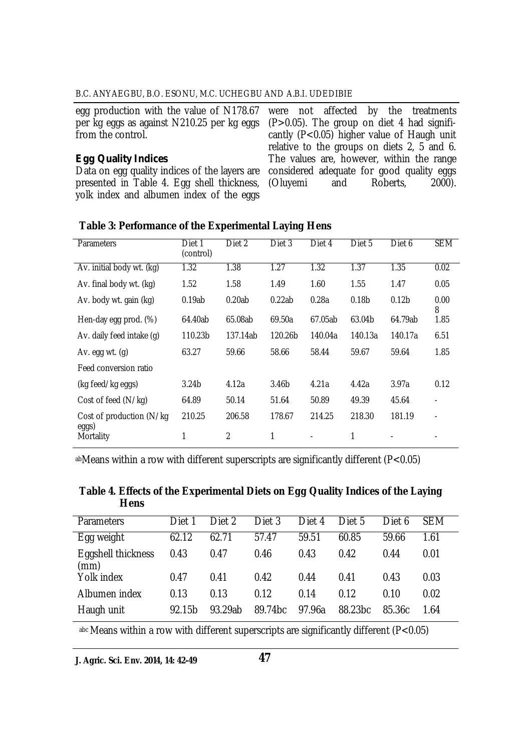egg production with the value of N178.67 per kg eggs as against N210.25 per kg eggs from the control.

**Egg Quality Indices**

Data on egg quality indices of the layers are presented in Table 4. Egg shell thickness, yolk index and albumen index of the eggs were not affected by the treatments ($P>0.05$). The group on diet 4 had significantly ($P<0.05$) higher value of Haugh unit relative to the groups on diets 2, 5 and 6. The values are, however, within the range considered adequate for good quality eggs (Oluyemi and Roberts, 2000).

**Table 3: Performance of the Experimental Laying Hens**

| Parameters | Diet 1 (control) | Diet 2 | Diet 3 | Diet 4 | Diet 5 | Diet 6 | SEM |
|---|---|---|---|---|---|---|---|
| Av. initial body wt. (kg) | 1.32 | 1.38 | 1.27 | 1.32 | 1.37 | 1.35 | 0.02 |
| Av. final body wt. (kg) | 1.52 | 1.58 | 1.49 | 1.60 | 1.55 | 1.47 | 0.05 |
| Av. body wt. gain (kg) | 0.19ab | 0.20ab | 0.22ab | 0.28a | 0.18b | 0.12b | 0.008 |
| Hen-day egg prod. (%) | 64.40ab | 65.08ab | 69.50a | 67.05ab | 63.04b | 64.79ab | 1.85 |
| Av. daily feed intake (g) | 110.23b | 137.14ab | 120.26b | 140.04a | 140.13a | 140.17a | 6.51 |
| Av. egg wt. (g) | 63.27 | 59.66 | 58.66 | 58.44 | 59.67 | 59.64 | 1.85 |
| Feed conversion ratio | | | | | | | |
| (kg feed/kg eggs) | 3.24b | 4.12a | 3.46b | 4.21a | 4.42a | 3.97a | 0.12 |
| Cost of feed (N/kg) | 64.89 | 50.14 | 51.64 | 50.89 | 49.39 | 45.64 | - |
| Cost of production (N/kg eggs) | 210.25 | 206.58 | 178.67 | 214.25 | 218.30 | 181.19 | - |
| Mortality | 1 | 2 | 1 | - | 1 | - | - |

abMeans within a row with different superscripts are significantly different ($P<0.05$)

**Table 4. Effects of the Experimental Diets on Egg Quality Indices of the Laying Hens**

| Parameters | Diet 1 | Diet 2 | Diet 3 | Diet 4 | Diet 5 | Diet 6 | SEM |
|---|---|---|---|---|---|---|---|
| Egg weight | 62.12 | 62.71 | 57.47 | 59.51 | 60.85 | 59.66 | 1.61 |
| Eggshell thickness (mm) | 0.43 | 0.47 | 0.46 | 0.43 | 0.42 | 0.44 | 0.01 |
| Yolk index | 0.47 | 0.41 | 0.42 | 0.44 | 0.41 | 0.43 | 0.03 |
| Albumen index | 0.13 | 0.13 | 0.12 | 0.14 | 0.12 | 0.10 | 0.02 |
| Haugh unit | 92.15b | 93.29ab | 89.74bc | 97.96a | 88.23bc | 85.36c | 1.64 |

abc Means within a row with different superscripts are significantly different ($P<0.05$)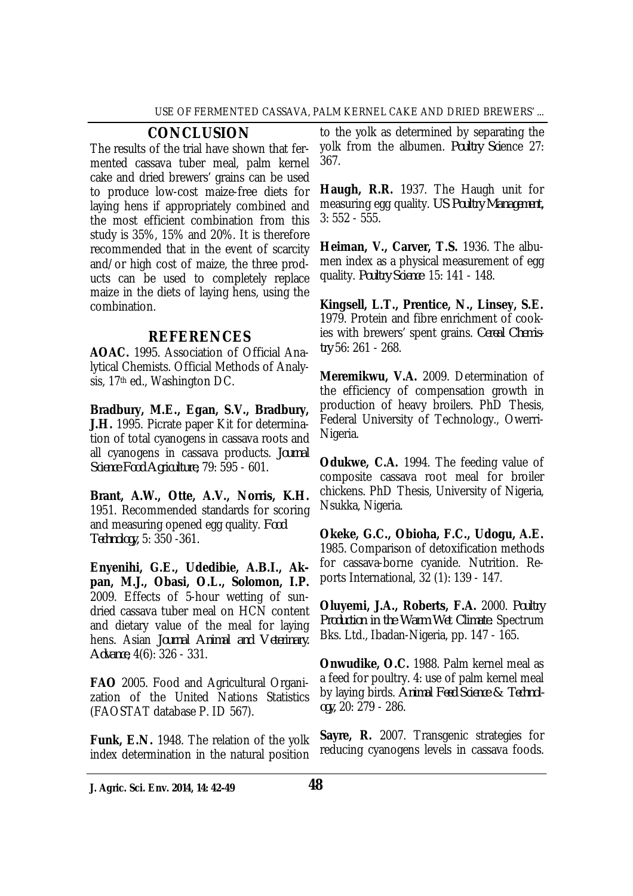## CONCLUSION

The results of the trial have shown that fermented cassava tuber meal, palm kernel cake and dried brewers' grains can be used to produce low-cost maize-free diets for laying hens if appropriately combined and the most efficient combination from this study is 35%, 15% and 20%. It is therefore recommended that in the event of scarcity and/or high cost of maize, the three products can be used to completely replace maize in the diets of laying hens, using the combination.

## REFERENCES

**AOAC.** 1995. Association of Official Analytical Chemists. Official Methods of Analysis, 17th ed., Washington DC.

**Bradbury, M.E., Egan, S.V., Bradbury, J.H.** 1995. Picrate paper Kit for determination of total cyanogens in cassava roots and all cyanogens in cassava products. *Journal Science Food Agriculture*, 79: 595 - 601.

**Brant, A.W., Otte, A.V., Norris, K.H.** 1951. Recommended standards for scoring and measuring opened egg quality. *Food Technology*, 5: 350 -361.

**Enyenihi, G.E., Udedibie, A.B.I., Akpan, M.J., Obasi, O.L., Solomon, I.P.** 2009. Effects of 5-hour wetting of sun-dried cassava tuber meal on HCN content and dietary value of the meal for laying hens. Asian *Journal Animal and Veterinary. Advance*, 4(6): 326 - 331.

**FAO** 2005. Food and Agricultural Organization of the United Nations Statistics (FAOSTAT database P. ID 567).

**Funk, E.N.** 1948. The relation of the yolk index determination in the natural position to the yolk as determined by separating the yolk from the albumen. *Poultry Science* 27: 367.

**Haugh, R.R.** 1937. The Haugh unit for measuring egg quality. *US Poultry Management*, 3: 552 - 555.

**Heiman, V., Carver, T.S.** 1936. The albumen index as a physical measurement of egg quality. *Poultry Science* 15: 141 - 148.

**Kingsell, L.T., Prentice, N., Linsey, S.E.** 1979. Protein and fibre enrichment of cookies with brewers' spent grains. *Cereal Chemistry* 56: 261 - 268.

**Meremikwu, V.A.** 2009. Determination of the efficiency of compensation growth in production of heavy broilers. PhD Thesis, Federal University of Technology., Owerri-Nigeria.

**Odukwe, C.A.** 1994. The feeding value of composite cassava root meal for broiler chickens. PhD Thesis, University of Nigeria, Nsukka, Nigeria.

**Okeke, G.C., Obioha, F.C., Udogu, A.E.** 1985. Comparison of detoxification methods for cassava-borne cyanide. Nutrition. Reports International, 32 (1): 139 - 147.

**Oluyemi, J.A., Roberts, F.A.** 2000. *Poultry Production in the Warm Wet Climate*. Spectrum Bks. Ltd., Ibadan-Nigeria, pp. 147 - 165.

**Onwudike, O.C.** 1988. Palm kernel meal as a feed for poultry. 4: use of palm kernel meal by laying birds. *Animal Feed Science & Technology*, 20: 279 - 286.

**Sayre, R.** 2007. Transgenic strategies for reducing cyanogens levels in cassava foods.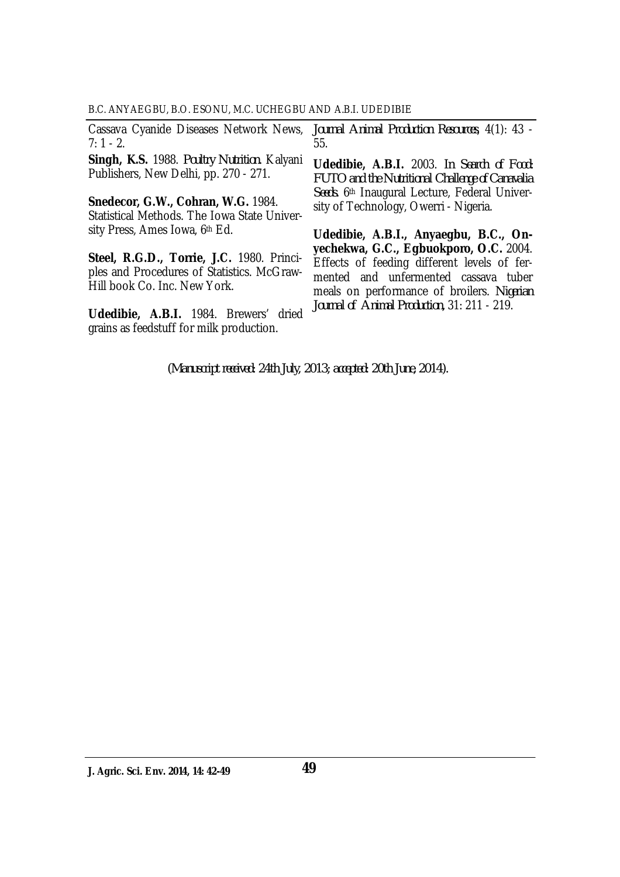Cassava Cyanide Diseases Network News, 7: 1 - 2.

**Singh, K.S.** 1988. *Poultry Nutrition*. Kalyani Publishers, New Delhi, pp. 270 - 271.

**Snedecor, G.W., Cohran, W.G.** 1984. Statistical Methods. The Iowa State University Press, Ames Iowa, 6th Ed.

**Steel, R.G.D., Torrie, J.C.** 1980. Principles and Procedures of Statistics. McGraw-Hill book Co. Inc. New York.

**Udedibie, A.B.I.** 1984. Brewers' dried grains as feedstuff for milk production. *Journal Animal Production Resources*, 4(1): 43 - 55.

**Udedibie, A.B.I.** 2003. *In Search of Food: FUTO and the Nutritional Challenge of Canavalia Seeds*. 6th Inaugural Lecture, Federal University of Technology, Owerri - Nigeria.

**Udedibie, A.B.I., Anyaegbu, B.C., Onyechekwa, G.C., Egbuokporo, O.C.** 2004. Effects of feeding different levels of fermented and unfermented cassava tuber meals on performance of broilers. *Nigerian Journal of Animal Production*, 31: 211 - 219.

*(Manuscript received: 24th July, 2013; accepted: 20th June, 2014).*